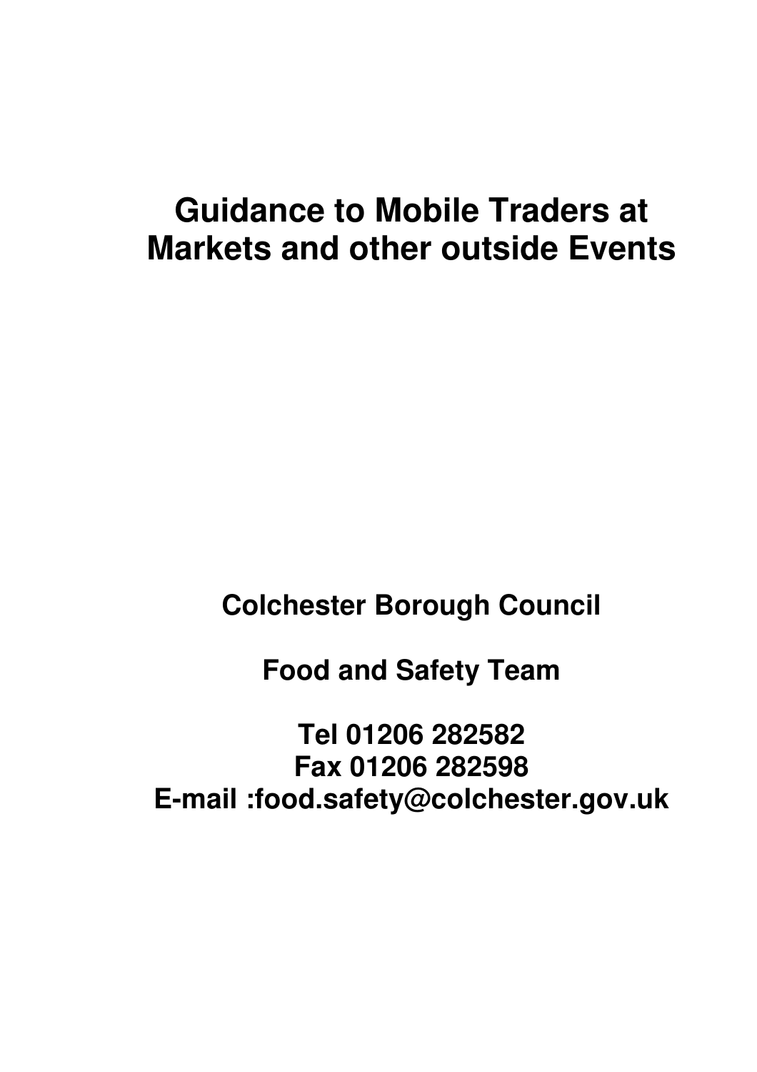# Guidance to Mobile Traders at Markets and other outside Events

**Colchester Borough Council**

**Food and Safety Team**

**Tel 01206 282582**
**Fax 01206 282598**
**E-mail :food.safety@colchester.gov.uk**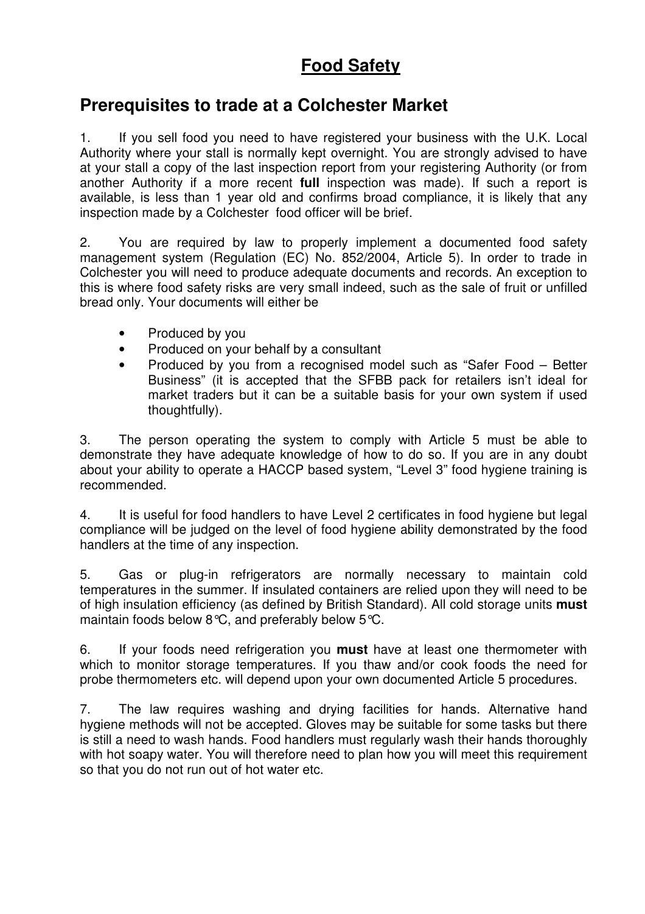# Food Safety

## Prerequisites to trade at a Colchester Market

1. If you sell food you need to have registered your business with the U.K. Local Authority where your stall is normally kept overnight. You are strongly advised to have at your stall a copy of the last inspection report from your registering Authority (or from another Authority if a more recent **full** inspection was made). If such a report is available, is less than 1 year old and confirms broad compliance, it is likely that any inspection made by a Colchester food officer will be brief.

2. You are required by law to properly implement a documented food safety management system (Regulation (EC) No. 852/2004, Article 5). In order to trade in Colchester you will need to produce adequate documents and records. An exception to this is where food safety risks are very small indeed, such as the sale of fruit or unfilled bread only. Your documents will either be

   - Produced by you
   - Produced on your behalf by a consultant
   - Produced by you from a recognised model such as "Safer Food – Better Business" (it is accepted that the SFBB pack for retailers isn't ideal for market traders but it can be a suitable basis for your own system if used thoughtfully).

3. The person operating the system to comply with Article 5 must be able to demonstrate they have adequate knowledge of how to do so. If you are in any doubt about your ability to operate a HACCP based system, "Level 3" food hygiene training is recommended.

4. It is useful for food handlers to have Level 2 certificates in food hygiene but legal compliance will be judged on the level of food hygiene ability demonstrated by the food handlers at the time of any inspection.

5. Gas or plug-in refrigerators are normally necessary to maintain cold temperatures in the summer. If insulated containers are relied upon they will need to be of high insulation efficiency (as defined by British Standard). All cold storage units **must** maintain foods below 8°C, and preferably below 5°C.

6. If your foods need refrigeration you **must** have at least one thermometer with which to monitor storage temperatures. If you thaw and/or cook foods the need for probe thermometers etc. will depend upon your own documented Article 5 procedures.

7. The law requires washing and drying facilities for hands. Alternative hand hygiene methods will not be accepted. Gloves may be suitable for some tasks but there is still a need to wash hands. Food handlers must regularly wash their hands thoroughly with hot soapy water. You will therefore need to plan how you will meet this requirement so that you do not run out of hot water etc.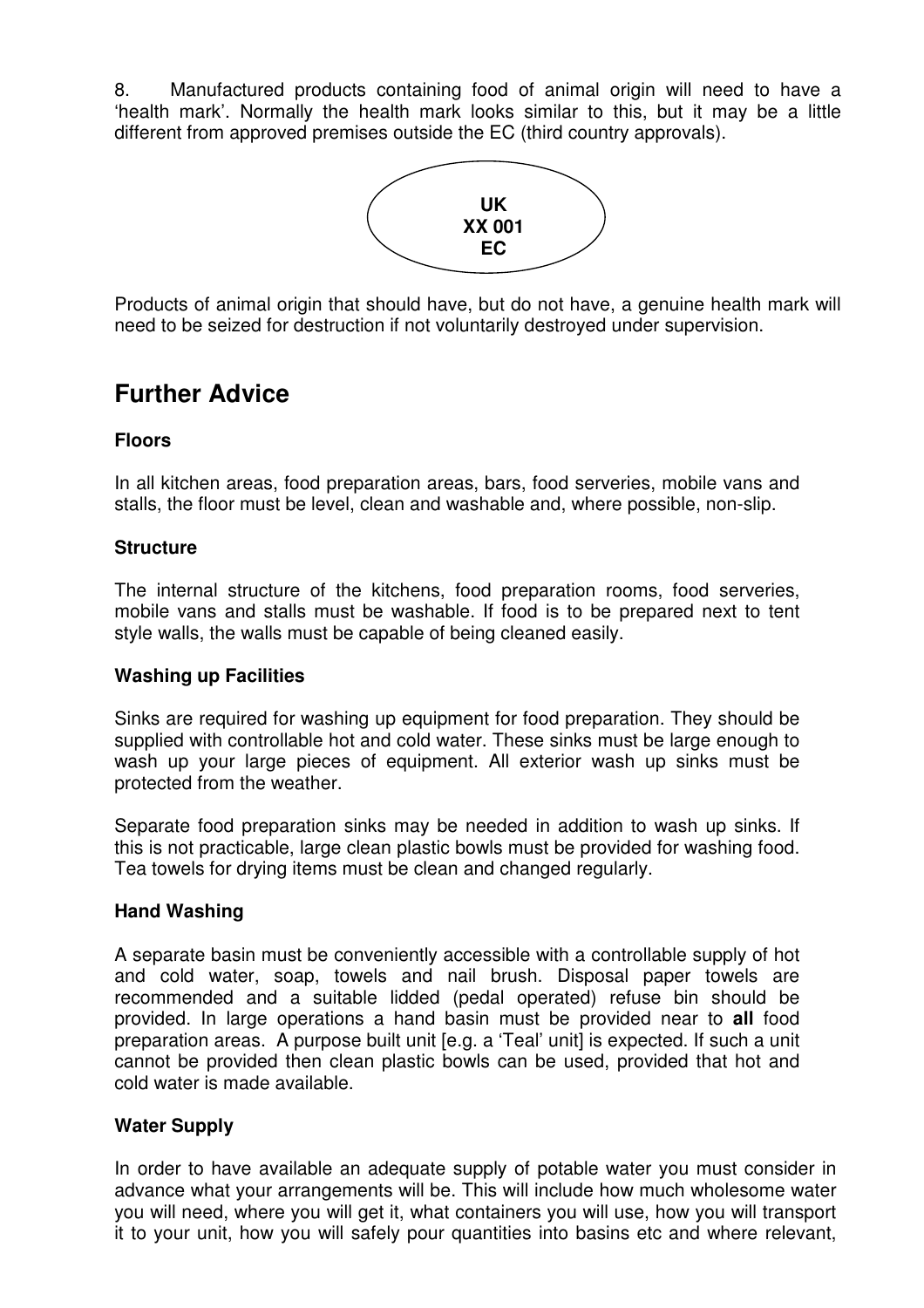8. Manufactured products containing food of animal origin will need to have a 'health mark'. Normally the health mark looks similar to this, but it may be a little different from approved premises outside the EC (third country approvals).

**UK**
**XX 001**
**EC**

Products of animal origin that should have, but do not have, a genuine health mark will need to be seized for destruction if not voluntarily destroyed under supervision.

## Further Advice

**Floors**

In all kitchen areas, food preparation areas, bars, food serveries, mobile vans and stalls, the floor must be level, clean and washable and, where possible, non-slip.

**Structure**

The internal structure of the kitchens, food preparation rooms, food serveries, mobile vans and stalls must be washable. If food is to be prepared next to tent style walls, the walls must be capable of being cleaned easily.

**Washing up Facilities**

Sinks are required for washing up equipment for food preparation. They should be supplied with controllable hot and cold water. These sinks must be large enough to wash up your large pieces of equipment. All exterior wash up sinks must be protected from the weather.

Separate food preparation sinks may be needed in addition to wash up sinks. If this is not practicable, large clean plastic bowls must be provided for washing food. Tea towels for drying items must be clean and changed regularly.

**Hand Washing**

A separate basin must be conveniently accessible with a controllable supply of hot and cold water, soap, towels and nail brush. Disposal paper towels are recommended and a suitable lidded (pedal operated) refuse bin should be provided. In large operations a hand basin must be provided near to **all** food preparation areas. A purpose built unit [e.g. a 'Teal' unit] is expected. If such a unit cannot be provided then clean plastic bowls can be used, provided that hot and cold water is made available.

**Water Supply**

In order to have available an adequate supply of potable water you must consider in advance what your arrangements will be. This will include how much wholesome water you will need, where you will get it, what containers you will use, how you will transport it to your unit, how you will safely pour quantities into basins etc and where relevant,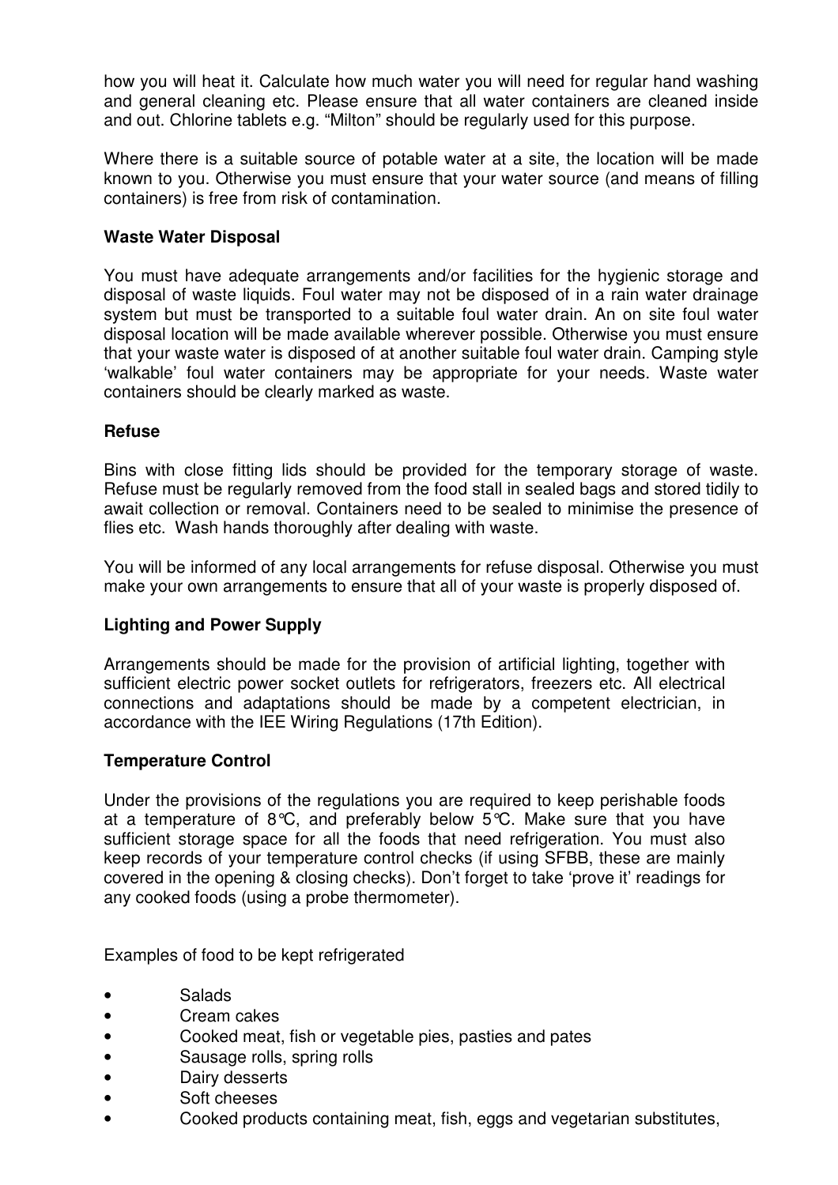how you will heat it. Calculate how much water you will need for regular hand washing and general cleaning etc. Please ensure that all water containers are cleaned inside and out. Chlorine tablets e.g. "Milton" should be regularly used for this purpose.

Where there is a suitable source of potable water at a site, the location will be made known to you. Otherwise you must ensure that your water source (and means of filling containers) is free from risk of contamination.

**Waste Water Disposal**

You must have adequate arrangements and/or facilities for the hygienic storage and disposal of waste liquids. Foul water may not be disposed of in a rain water drainage system but must be transported to a suitable foul water drain. An on site foul water disposal location will be made available wherever possible. Otherwise you must ensure that your waste water is disposed of at another suitable foul water drain. Camping style 'walkable' foul water containers may be appropriate for your needs. Waste water containers should be clearly marked as waste.

**Refuse**

Bins with close fitting lids should be provided for the temporary storage of waste. Refuse must be regularly removed from the food stall in sealed bags and stored tidily to await collection or removal. Containers need to be sealed to minimise the presence of flies etc. Wash hands thoroughly after dealing with waste.

You will be informed of any local arrangements for refuse disposal. Otherwise you must make your own arrangements to ensure that all of your waste is properly disposed of.

**Lighting and Power Supply**

Arrangements should be made for the provision of artificial lighting, together with sufficient electric power socket outlets for refrigerators, freezers etc. All electrical connections and adaptations should be made by a competent electrician, in accordance with the IEE Wiring Regulations (17th Edition).

**Temperature Control**

Under the provisions of the regulations you are required to keep perishable foods at a temperature of 8℃, and preferably below 5℃. Make sure that you have sufficient storage space for all the foods that need refrigeration. You must also keep records of your temperature control checks (if using SFBB, these are mainly covered in the opening & closing checks). Don't forget to take 'prove it' readings for any cooked foods (using a probe thermometer).

Examples of food to be kept refrigerated

- Salads
- Cream cakes
- Cooked meat, fish or vegetable pies, pasties and pates
- Sausage rolls, spring rolls
- Dairy desserts
- Soft cheeses
- Cooked products containing meat, fish, eggs and vegetarian substitutes,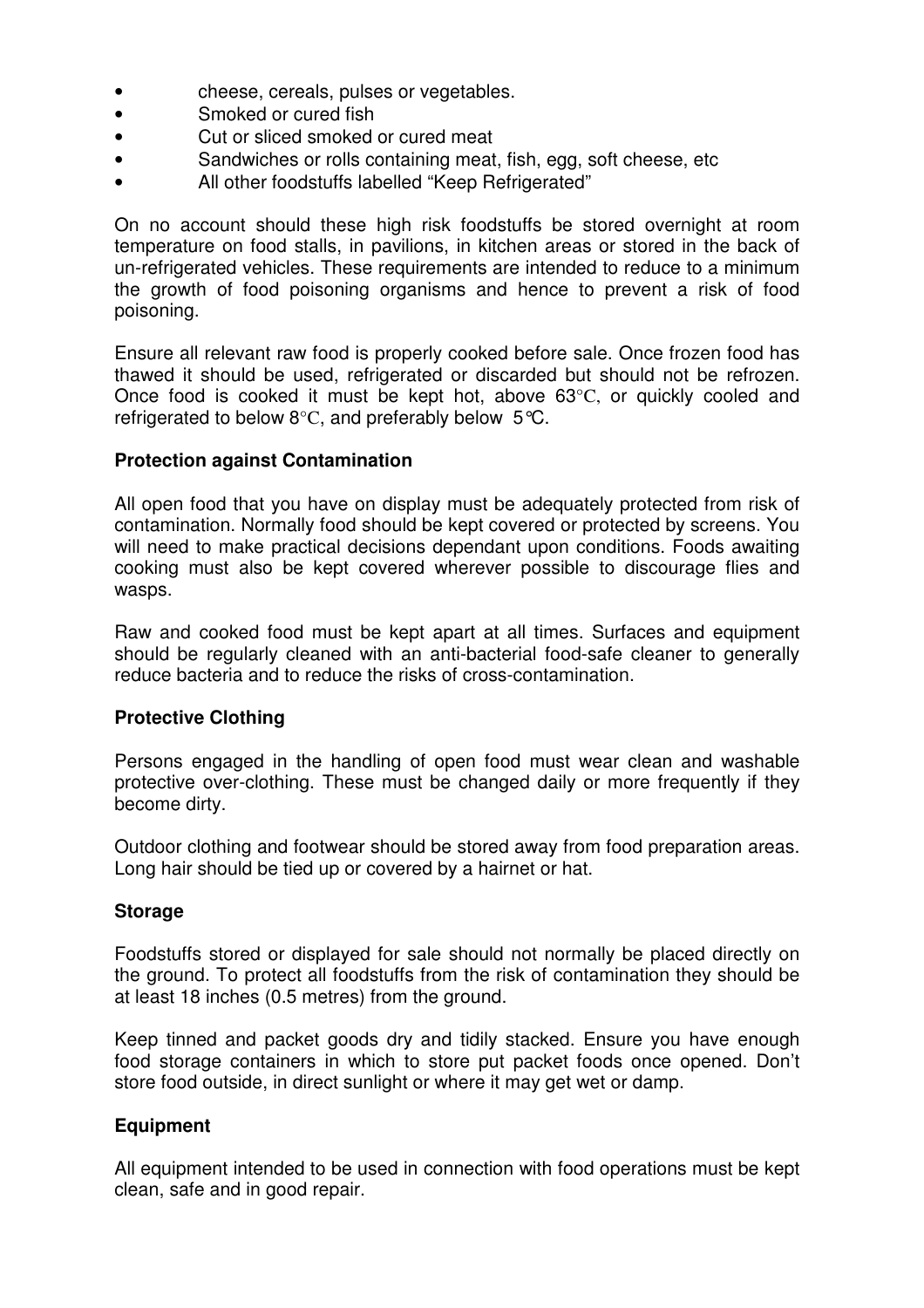- cheese, cereals, pulses or vegetables.
- Smoked or cured fish
- Cut or sliced smoked or cured meat
- Sandwiches or rolls containing meat, fish, egg, soft cheese, etc
- All other foodstuffs labelled "Keep Refrigerated"

On no account should these high risk foodstuffs be stored overnight at room temperature on food stalls, in pavilions, in kitchen areas or stored in the back of un-refrigerated vehicles. These requirements are intended to reduce to a minimum the growth of food poisoning organisms and hence to prevent a risk of food poisoning.

Ensure all relevant raw food is properly cooked before sale. Once frozen food has thawed it should be used, refrigerated or discarded but should not be refrozen. Once food is cooked it must be kept hot, above 63°C, or quickly cooled and refrigerated to below 8°C, and preferably below 5°C.

**Protection against Contamination**

All open food that you have on display must be adequately protected from risk of contamination. Normally food should be kept covered or protected by screens. You will need to make practical decisions dependant upon conditions. Foods awaiting cooking must also be kept covered wherever possible to discourage flies and wasps.

Raw and cooked food must be kept apart at all times. Surfaces and equipment should be regularly cleaned with an anti-bacterial food-safe cleaner to generally reduce bacteria and to reduce the risks of cross-contamination.

**Protective Clothing**

Persons engaged in the handling of open food must wear clean and washable protective over-clothing. These must be changed daily or more frequently if they become dirty.

Outdoor clothing and footwear should be stored away from food preparation areas. Long hair should be tied up or covered by a hairnet or hat.

**Storage**

Foodstuffs stored or displayed for sale should not normally be placed directly on the ground. To protect all foodstuffs from the risk of contamination they should be at least 18 inches (0.5 metres) from the ground.

Keep tinned and packet goods dry and tidily stacked. Ensure you have enough food storage containers in which to store put packet foods once opened. Don't store food outside, in direct sunlight or where it may get wet or damp.

**Equipment**

All equipment intended to be used in connection with food operations must be kept clean, safe and in good repair.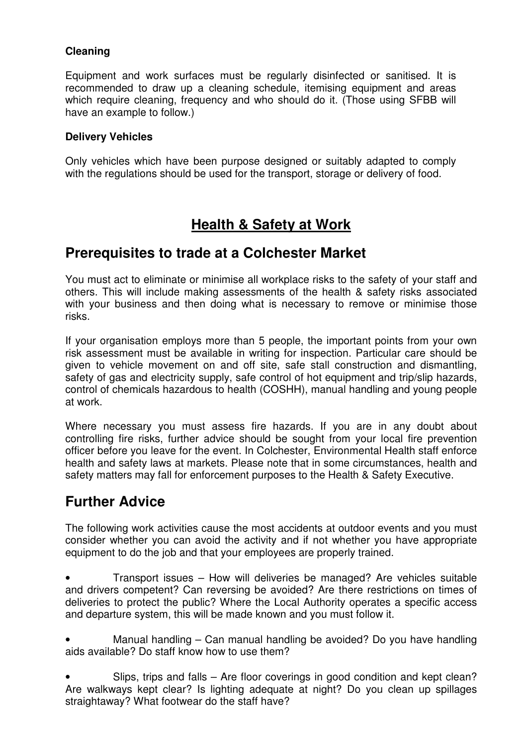**Cleaning**

Equipment and work surfaces must be regularly disinfected or sanitised. It is recommended to draw up a cleaning schedule, itemising equipment and areas which require cleaning, frequency and who should do it. (Those using SFBB will have an example to follow.)

**Delivery Vehicles**

Only vehicles which have been purpose designed or suitably adapted to comply with the regulations should be used for the transport, storage or delivery of food.

# <u>Health & Safety at Work</u>

## Prerequisites to trade at a Colchester Market

You must act to eliminate or minimise all workplace risks to the safety of your staff and others. This will include making assessments of the health & safety risks associated with your business and then doing what is necessary to remove or minimise those risks.

If your organisation employs more than 5 people, the important points from your own risk assessment must be available in writing for inspection. Particular care should be given to vehicle movement on and off site, safe stall construction and dismantling, safety of gas and electricity supply, safe control of hot equipment and trip/slip hazards, control of chemicals hazardous to health (COSHH), manual handling and young people at work.

Where necessary you must assess fire hazards. If you are in any doubt about controlling fire risks, further advice should be sought from your local fire prevention officer before you leave for the event. In Colchester, Environmental Health staff enforce health and safety laws at markets. Please note that in some circumstances, health and safety matters may fall for enforcement purposes to the Health & Safety Executive.

## Further Advice

The following work activities cause the most accidents at outdoor events and you must consider whether you can avoid the activity and if not whether you have appropriate equipment to do the job and that your employees are properly trained.

- Transport issues – How will deliveries be managed? Are vehicles suitable and drivers competent? Can reversing be avoided? Are there restrictions on times of deliveries to protect the public? Where the Local Authority operates a specific access and departure system, this will be made known and you must follow it.

- Manual handling – Can manual handling be avoided? Do you have handling aids available? Do staff know how to use them?

- Slips, trips and falls – Are floor coverings in good condition and kept clean? Are walkways kept clear? Is lighting adequate at night? Do you clean up spillages straightaway? What footwear do the staff have?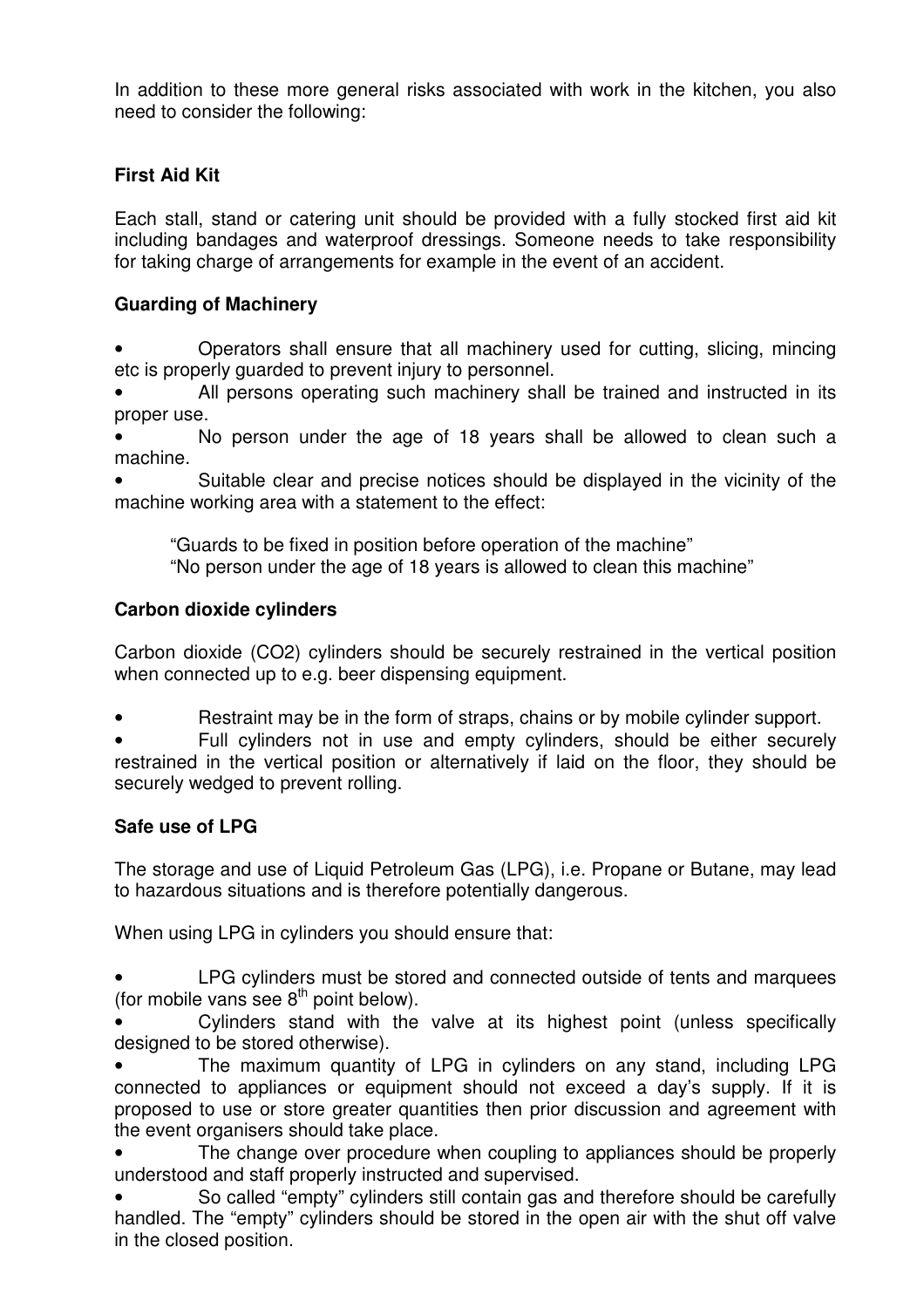In addition to these more general risks associated with work in the kitchen, you also need to consider the following:

## First Aid Kit

Each stall, stand or catering unit should be provided with a fully stocked first aid kit including bandages and waterproof dressings. Someone needs to take responsibility for taking charge of arrangements for example in the event of an accident.

## Guarding of Machinery

- Operators shall ensure that all machinery used for cutting, slicing, mincing etc is properly guarded to prevent injury to personnel.
- All persons operating such machinery shall be trained and instructed in its proper use.
- No person under the age of 18 years shall be allowed to clean such a machine.
- Suitable clear and precise notices should be displayed in the vicinity of the machine working area with a statement to the effect:

  "Guards to be fixed in position before operation of the machine"
  "No person under the age of 18 years is allowed to clean this machine"

## Carbon dioxide cylinders

Carbon dioxide ($CO_2$) cylinders should be securely restrained in the vertical position when connected up to e.g. beer dispensing equipment.

- Restraint may be in the form of straps, chains or by mobile cylinder support.
- Full cylinders not in use and empty cylinders, should be either securely restrained in the vertical position or alternatively if laid on the floor, they should be securely wedged to prevent rolling.

## Safe use of LPG

The storage and use of Liquid Petroleum Gas (LPG), i.e. Propane or Butane, may lead to hazardous situations and is therefore potentially dangerous.

When using LPG in cylinders you should ensure that:

- LPG cylinders must be stored and connected outside of tents and marquees (for mobile vans see 8th point below).
- Cylinders stand with the valve at its highest point (unless specifically designed to be stored otherwise).
- The maximum quantity of LPG in cylinders on any stand, including LPG connected to appliances or equipment should not exceed a day's supply. If it is proposed to use or store greater quantities then prior discussion and agreement with the event organisers should take place.
- The change over procedure when coupling to appliances should be properly understood and staff properly instructed and supervised.
- So called "empty" cylinders still contain gas and therefore should be carefully handled. The "empty" cylinders should be stored in the open air with the shut off valve in the closed position.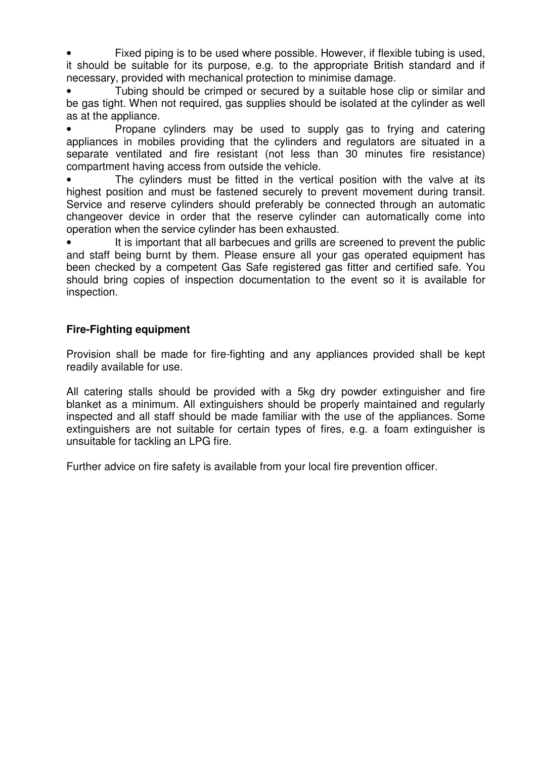- Fixed piping is to be used where possible. However, if flexible tubing is used, it should be suitable for its purpose, e.g. to the appropriate British standard and if necessary, provided with mechanical protection to minimise damage.
- Tubing should be crimped or secured by a suitable hose clip or similar and be gas tight. When not required, gas supplies should be isolated at the cylinder as well as at the appliance.
- Propane cylinders may be used to supply gas to frying and catering appliances in mobiles providing that the cylinders and regulators are situated in a separate ventilated and fire resistant (not less than 30 minutes fire resistance) compartment having access from outside the vehicle.
- The cylinders must be fitted in the vertical position with the valve at its highest position and must be fastened securely to prevent movement during transit. Service and reserve cylinders should preferably be connected through an automatic changeover device in order that the reserve cylinder can automatically come into operation when the service cylinder has been exhausted.
- It is important that all barbecues and grills are screened to prevent the public and staff being burnt by them. Please ensure all your gas operated equipment has been checked by a competent Gas Safe registered gas fitter and certified safe. You should bring copies of inspection documentation to the event so it is available for inspection.

**Fire-Fighting equipment**

Provision shall be made for fire-fighting and any appliances provided shall be kept readily available for use.

All catering stalls should be provided with a 5kg dry powder extinguisher and fire blanket as a minimum. All extinguishers should be properly maintained and regularly inspected and all staff should be made familiar with the use of the appliances. Some extinguishers are not suitable for certain types of fires, e.g. a foam extinguisher is unsuitable for tackling an LPG fire.

Further advice on fire safety is available from your local fire prevention officer.